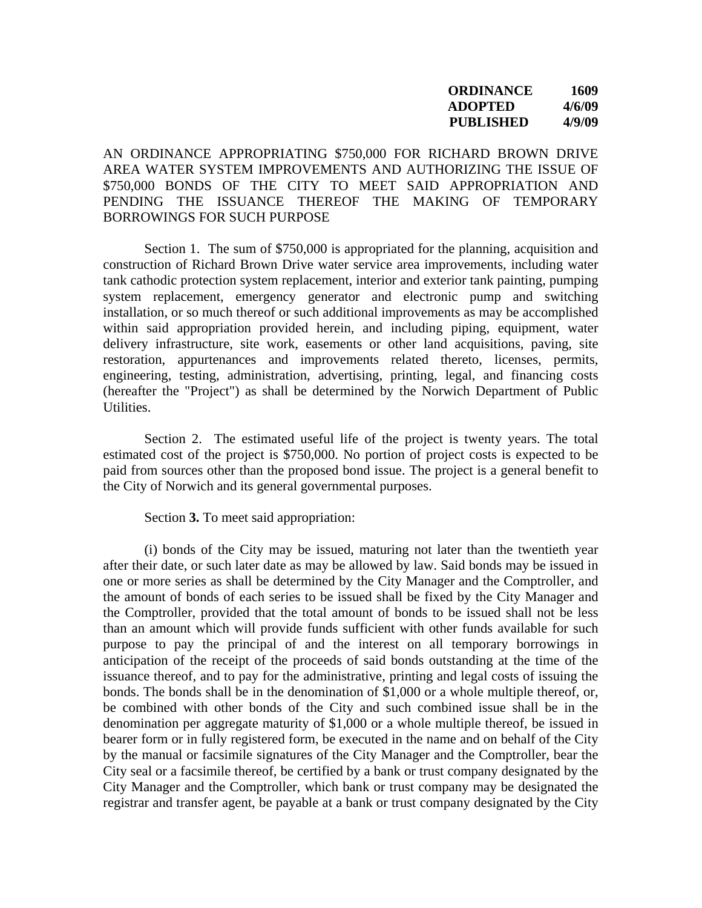**ORDINANCE 1609**
**ADOPTED 4/6/09**
**PUBLISHED 4/9/09**

AN ORDINANCE APPROPRIATING $750,000 FOR RICHARD BROWN DRIVE AREA WATER SYSTEM IMPROVEMENTS AND AUTHORIZING THE ISSUE OF $750,000 BONDS OF THE CITY TO MEET SAID APPROPRIATION AND PENDING THE ISSUANCE THEREOF THE MAKING OF TEMPORARY BORROWINGS FOR SUCH PURPOSE

Section 1. The sum of $750,000 is appropriated for the planning, acquisition and construction of Richard Brown Drive water service area improvements, including water tank cathodic protection system replacement, interior and exterior tank painting, pumping system replacement, emergency generator and electronic pump and switching installation, or so much thereof or such additional improvements as may be accomplished within said appropriation provided herein, and including piping, equipment, water delivery infrastructure, site work, easements or other land acquisitions, paving, site restoration, appurtenances and improvements related thereto, licenses, permits, engineering, testing, administration, advertising, printing, legal, and financing costs (hereafter the "Project") as shall be determined by the Norwich Department of Public Utilities.

Section 2. The estimated useful life of the project is twenty years. The total estimated cost of the project is $750,000. No portion of project costs is expected to be paid from sources other than the proposed bond issue. The project is a general benefit to the City of Norwich and its general governmental purposes.

Section **3.** To meet said appropriation:

(i) bonds of the City may be issued, maturing not later than the twentieth year after their date, or such later date as may be allowed by law. Said bonds may be issued in one or more series as shall be determined by the City Manager and the Comptroller, and the amount of bonds of each series to be issued shall be fixed by the City Manager and the Comptroller, provided that the total amount of bonds to be issued shall not be less than an amount which will provide funds sufficient with other funds available for such purpose to pay the principal of and the interest on all temporary borrowings in anticipation of the receipt of the proceeds of said bonds outstanding at the time of the issuance thereof, and to pay for the administrative, printing and legal costs of issuing the bonds. The bonds shall be in the denomination of $1,000 or a whole multiple thereof, or, be combined with other bonds of the City and such combined issue shall be in the denomination per aggregate maturity of $1,000 or a whole multiple thereof, be issued in bearer form or in fully registered form, be executed in the name and on behalf of the City by the manual or facsimile signatures of the City Manager and the Comptroller, bear the City seal or a facsimile thereof, be certified by a bank or trust company designated by the City Manager and the Comptroller, which bank or trust company may be designated the registrar and transfer agent, be payable at a bank or trust company designated by the City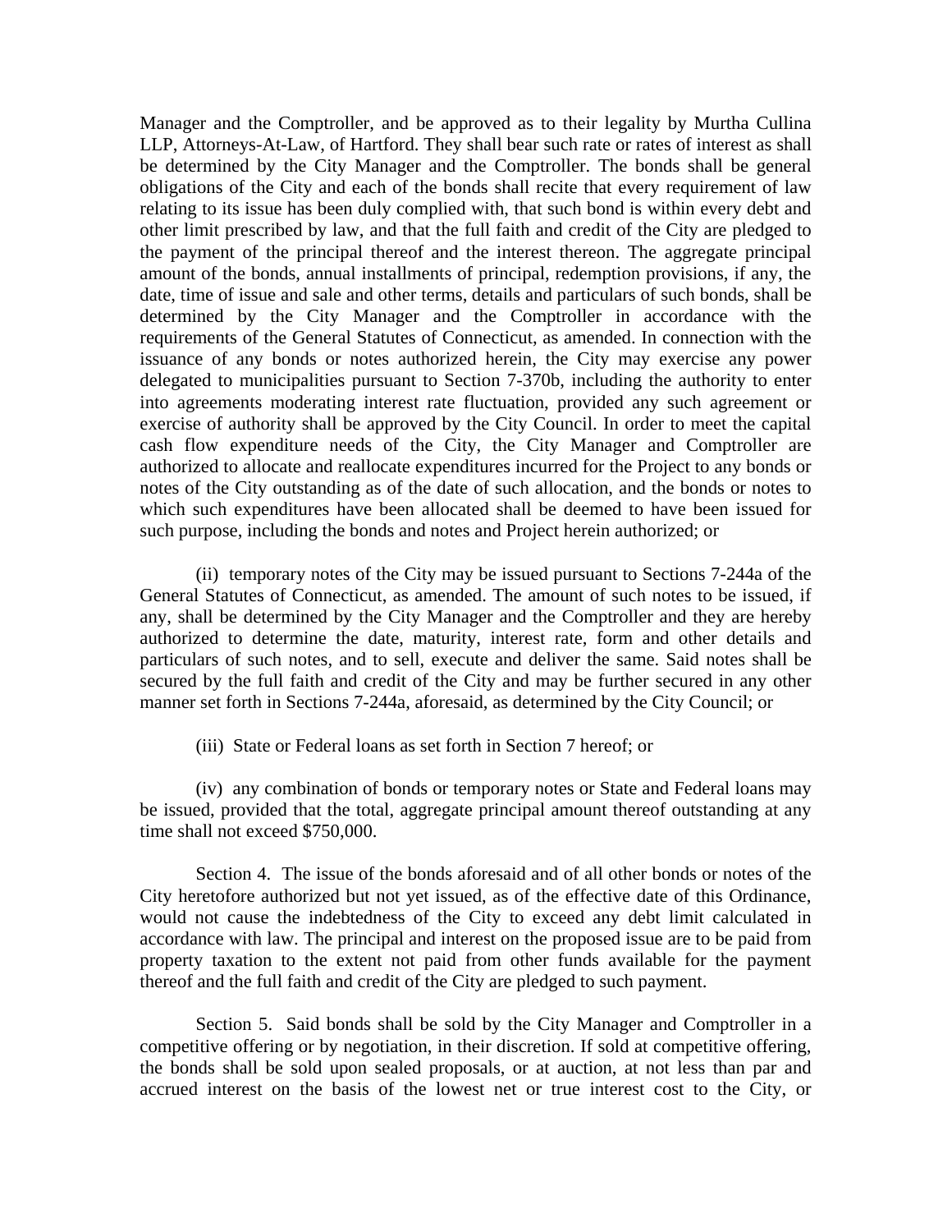Manager and the Comptroller, and be approved as to their legality by Murtha Cullina LLP, Attorneys-At-Law, of Hartford. They shall bear such rate or rates of interest as shall be determined by the City Manager and the Comptroller. The bonds shall be general obligations of the City and each of the bonds shall recite that every requirement of law relating to its issue has been duly complied with, that such bond is within every debt and other limit prescribed by law, and that the full faith and credit of the City are pledged to the payment of the principal thereof and the interest thereon. The aggregate principal amount of the bonds, annual installments of principal, redemption provisions, if any, the date, time of issue and sale and other terms, details and particulars of such bonds, shall be determined by the City Manager and the Comptroller in accordance with the requirements of the General Statutes of Connecticut, as amended. In connection with the issuance of any bonds or notes authorized herein, the City may exercise any power delegated to municipalities pursuant to Section 7-370b, including the authority to enter into agreements moderating interest rate fluctuation, provided any such agreement or exercise of authority shall be approved by the City Council. In order to meet the capital cash flow expenditure needs of the City, the City Manager and Comptroller are authorized to allocate and reallocate expenditures incurred for the Project to any bonds or notes of the City outstanding as of the date of such allocation, and the bonds or notes to which such expenditures have been allocated shall be deemed to have been issued for such purpose, including the bonds and notes and Project herein authorized; or

(ii) temporary notes of the City may be issued pursuant to Sections 7-244a of the General Statutes of Connecticut, as amended. The amount of such notes to be issued, if any, shall be determined by the City Manager and the Comptroller and they are hereby authorized to determine the date, maturity, interest rate, form and other details and particulars of such notes, and to sell, execute and deliver the same. Said notes shall be secured by the full faith and credit of the City and may be further secured in any other manner set forth in Sections 7-244a, aforesaid, as determined by the City Council; or

(iii) State or Federal loans as set forth in Section 7 hereof; or

(iv) any combination of bonds or temporary notes or State and Federal loans may be issued, provided that the total, aggregate principal amount thereof outstanding at any time shall not exceed $750,000.

Section 4. The issue of the bonds aforesaid and of all other bonds or notes of the City heretofore authorized but not yet issued, as of the effective date of this Ordinance, would not cause the indebtedness of the City to exceed any debt limit calculated in accordance with law. The principal and interest on the proposed issue are to be paid from property taxation to the extent not paid from other funds available for the payment thereof and the full faith and credit of the City are pledged to such payment.

Section 5. Said bonds shall be sold by the City Manager and Comptroller in a competitive offering or by negotiation, in their discretion. If sold at competitive offering, the bonds shall be sold upon sealed proposals, or at auction, at not less than par and accrued interest on the basis of the lowest net or true interest cost to the City, or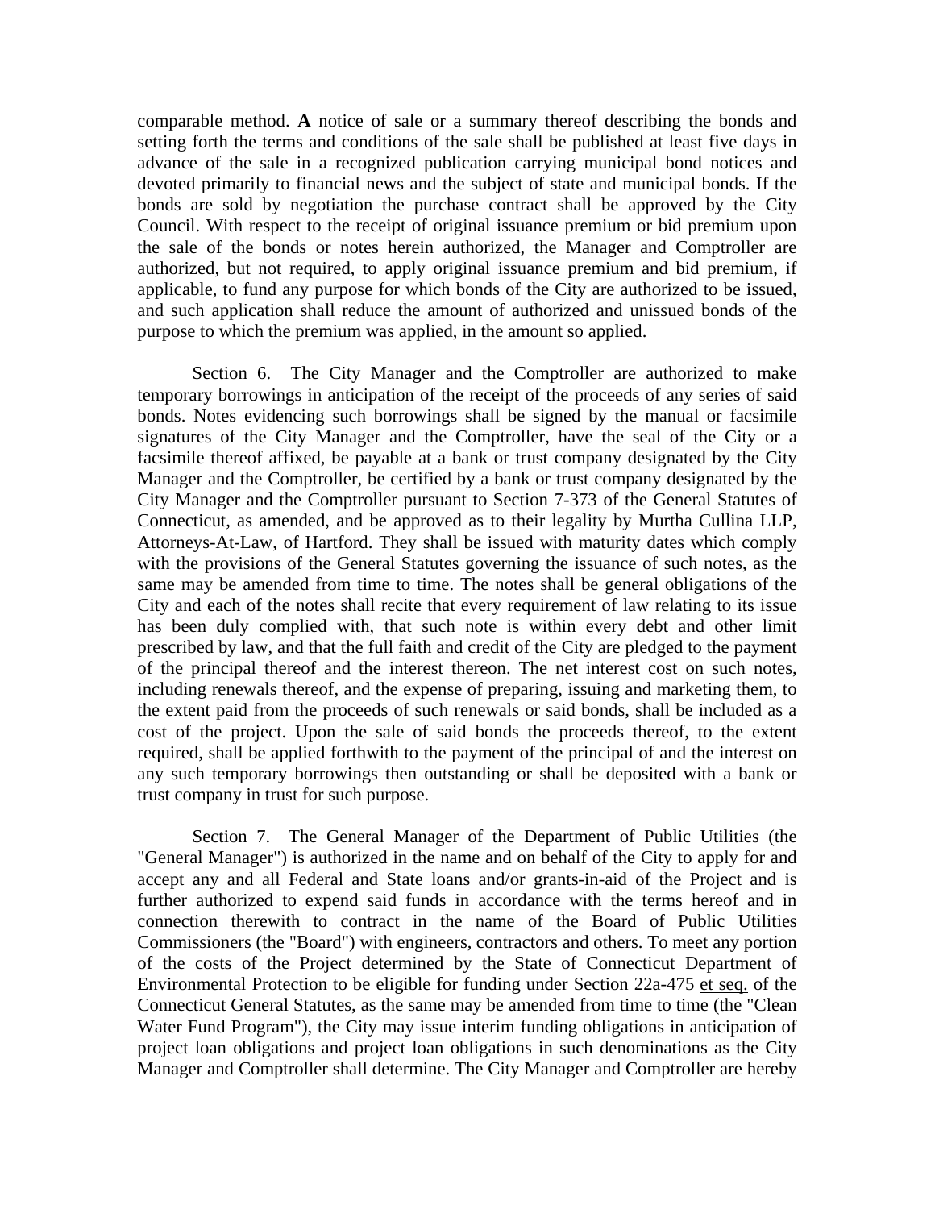comparable method. **A** notice of sale or a summary thereof describing the bonds and setting forth the terms and conditions of the sale shall be published at least five days in advance of the sale in a recognized publication carrying municipal bond notices and devoted primarily to financial news and the subject of state and municipal bonds. If the bonds are sold by negotiation the purchase contract shall be approved by the City Council. With respect to the receipt of original issuance premium or bid premium upon the sale of the bonds or notes herein authorized, the Manager and Comptroller are authorized, but not required, to apply original issuance premium and bid premium, if applicable, to fund any purpose for which bonds of the City are authorized to be issued, and such application shall reduce the amount of authorized and unissued bonds of the purpose to which the premium was applied, in the amount so applied.

Section 6. The City Manager and the Comptroller are authorized to make temporary borrowings in anticipation of the receipt of the proceeds of any series of said bonds. Notes evidencing such borrowings shall be signed by the manual or facsimile signatures of the City Manager and the Comptroller, have the seal of the City or a facsimile thereof affixed, be payable at a bank or trust company designated by the City Manager and the Comptroller, be certified by a bank or trust company designated by the City Manager and the Comptroller pursuant to Section 7-373 of the General Statutes of Connecticut, as amended, and be approved as to their legality by Murtha Cullina LLP, Attorneys-At-Law, of Hartford. They shall be issued with maturity dates which comply with the provisions of the General Statutes governing the issuance of such notes, as the same may be amended from time to time. The notes shall be general obligations of the City and each of the notes shall recite that every requirement of law relating to its issue has been duly complied with, that such note is within every debt and other limit prescribed by law, and that the full faith and credit of the City are pledged to the payment of the principal thereof and the interest thereon. The net interest cost on such notes, including renewals thereof, and the expense of preparing, issuing and marketing them, to the extent paid from the proceeds of such renewals or said bonds, shall be included as a cost of the project. Upon the sale of said bonds the proceeds thereof, to the extent required, shall be applied forthwith to the payment of the principal of and the interest on any such temporary borrowings then outstanding or shall be deposited with a bank or trust company in trust for such purpose.

Section 7. The General Manager of the Department of Public Utilities (the "General Manager") is authorized in the name and on behalf of the City to apply for and accept any and all Federal and State loans and/or grants-in-aid of the Project and is further authorized to expend said funds in accordance with the terms hereof and in connection therewith to contract in the name of the Board of Public Utilities Commissioners (the "Board") with engineers, contractors and others. To meet any portion of the costs of the Project determined by the State of Connecticut Department of Environmental Protection to be eligible for funding under Section 22a-475 et seq. of the Connecticut General Statutes, as the same may be amended from time to time (the "Clean Water Fund Program"), the City may issue interim funding obligations in anticipation of project loan obligations and project loan obligations in such denominations as the City Manager and Comptroller shall determine. The City Manager and Comptroller are hereby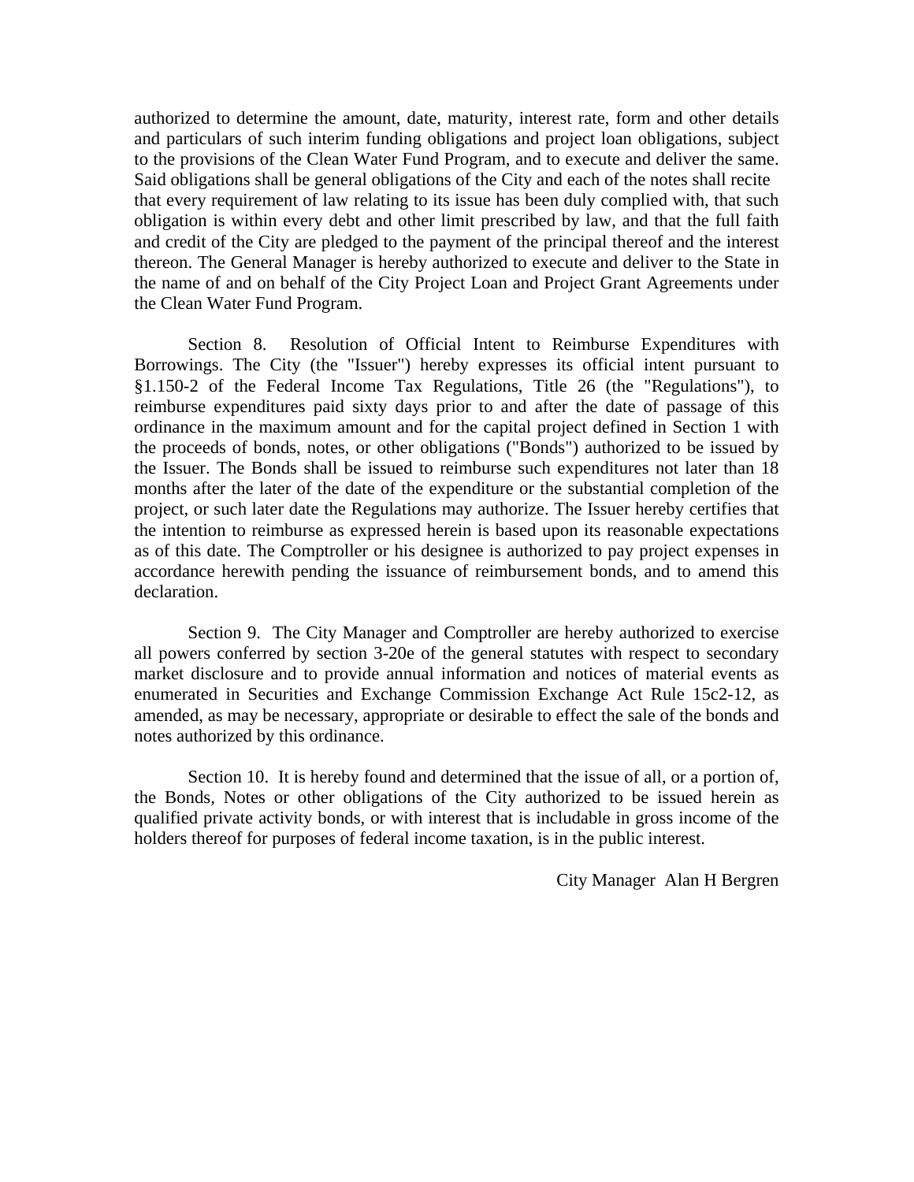authorized to determine the amount, date, maturity, interest rate, form and other details and particulars of such interim funding obligations and project loan obligations, subject to the provisions of the Clean Water Fund Program, and to execute and deliver the same. Said obligations shall be general obligations of the City and each of the notes shall recite that every requirement of law relating to its issue has been duly complied with, that such obligation is within every debt and other limit prescribed by law, and that the full faith and credit of the City are pledged to the payment of the principal thereof and the interest thereon. The General Manager is hereby authorized to execute and deliver to the State in the name of and on behalf of the City Project Loan and Project Grant Agreements under the Clean Water Fund Program.

Section 8. Resolution of Official Intent to Reimburse Expenditures with Borrowings. The City (the "Issuer") hereby expresses its official intent pursuant to §1.150-2 of the Federal Income Tax Regulations, Title 26 (the "Regulations"), to reimburse expenditures paid sixty days prior to and after the date of passage of this ordinance in the maximum amount and for the capital project defined in Section 1 with the proceeds of bonds, notes, or other obligations ("Bonds") authorized to be issued by the Issuer. The Bonds shall be issued to reimburse such expenditures not later than 18 months after the later of the date of the expenditure or the substantial completion of the project, or such later date the Regulations may authorize. The Issuer hereby certifies that the intention to reimburse as expressed herein is based upon its reasonable expectations as of this date. The Comptroller or his designee is authorized to pay project expenses in accordance herewith pending the issuance of reimbursement bonds, and to amend this declaration.

Section 9. The City Manager and Comptroller are hereby authorized to exercise all powers conferred by section 3-20e of the general statutes with respect to secondary market disclosure and to provide annual information and notices of material events as enumerated in Securities and Exchange Commission Exchange Act Rule 15c2-12, as amended, as may be necessary, appropriate or desirable to effect the sale of the bonds and notes authorized by this ordinance.

Section 10. It is hereby found and determined that the issue of all, or a portion of, the Bonds, Notes or other obligations of the City authorized to be issued herein as qualified private activity bonds, or with interest that is includable in gross income of the holders thereof for purposes of federal income taxation, is in the public interest.

City Manager Alan H Bergren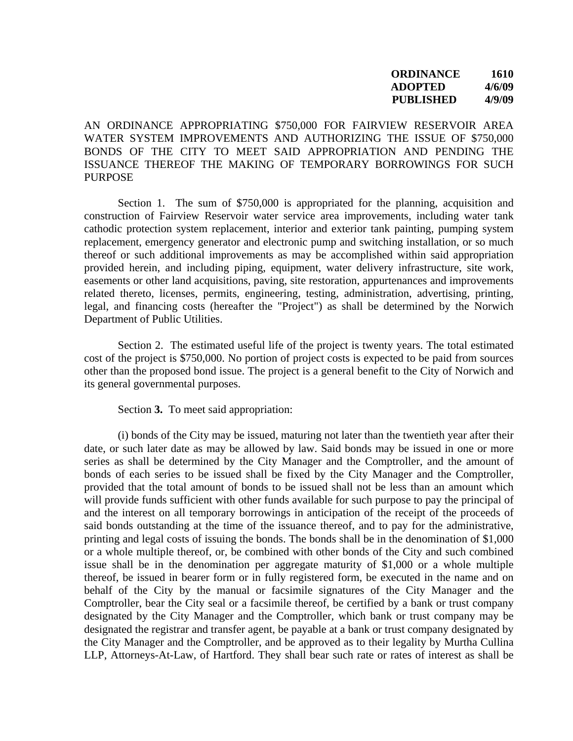**ORDINANCE 1610**
**ADOPTED 4/6/09**
**PUBLISHED 4/9/09**

AN ORDINANCE APPROPRIATING $750,000 FOR FAIRVIEW RESERVOIR AREA WATER SYSTEM IMPROVEMENTS AND AUTHORIZING THE ISSUE OF $750,000 BONDS OF THE CITY TO MEET SAID APPROPRIATION AND PENDING THE ISSUANCE THEREOF THE MAKING OF TEMPORARY BORROWINGS FOR SUCH PURPOSE

Section 1. The sum of $750,000 is appropriated for the planning, acquisition and construction of Fairview Reservoir water service area improvements, including water tank cathodic protection system replacement, interior and exterior tank painting, pumping system replacement, emergency generator and electronic pump and switching installation, or so much thereof or such additional improvements as may be accomplished within said appropriation provided herein, and including piping, equipment, water delivery infrastructure, site work, easements or other land acquisitions, paving, site restoration, appurtenances and improvements related thereto, licenses, permits, engineering, testing, administration, advertising, printing, legal, and financing costs (hereafter the "Project") as shall be determined by the Norwich Department of Public Utilities.

Section 2. The estimated useful life of the project is twenty years. The total estimated cost of the project is $750,000. No portion of project costs is expected to be paid from sources other than the proposed bond issue. The project is a general benefit to the City of Norwich and its general governmental purposes.

Section **3.** To meet said appropriation:

(i) bonds of the City may be issued, maturing not later than the twentieth year after their date, or such later date as may be allowed by law. Said bonds may be issued in one or more series as shall be determined by the City Manager and the Comptroller, and the amount of bonds of each series to be issued shall be fixed by the City Manager and the Comptroller, provided that the total amount of bonds to be issued shall not be less than an amount which will provide funds sufficient with other funds available for such purpose to pay the principal of and the interest on all temporary borrowings in anticipation of the receipt of the proceeds of said bonds outstanding at the time of the issuance thereof, and to pay for the administrative, printing and legal costs of issuing the bonds. The bonds shall be in the denomination of $1,000 or a whole multiple thereof, or, be combined with other bonds of the City and such combined issue shall be in the denomination per aggregate maturity of $1,000 or a whole multiple thereof, be issued in bearer form or in fully registered form, be executed in the name and on behalf of the City by the manual or facsimile signatures of the City Manager and the Comptroller, bear the City seal or a facsimile thereof, be certified by a bank or trust company designated by the City Manager and the Comptroller, which bank or trust company may be designated the registrar and transfer agent, be payable at a bank or trust company designated by the City Manager and the Comptroller, and be approved as to their legality by Murtha Cullina LLP, Attorneys-At-Law, of Hartford. They shall bear such rate or rates of interest as shall be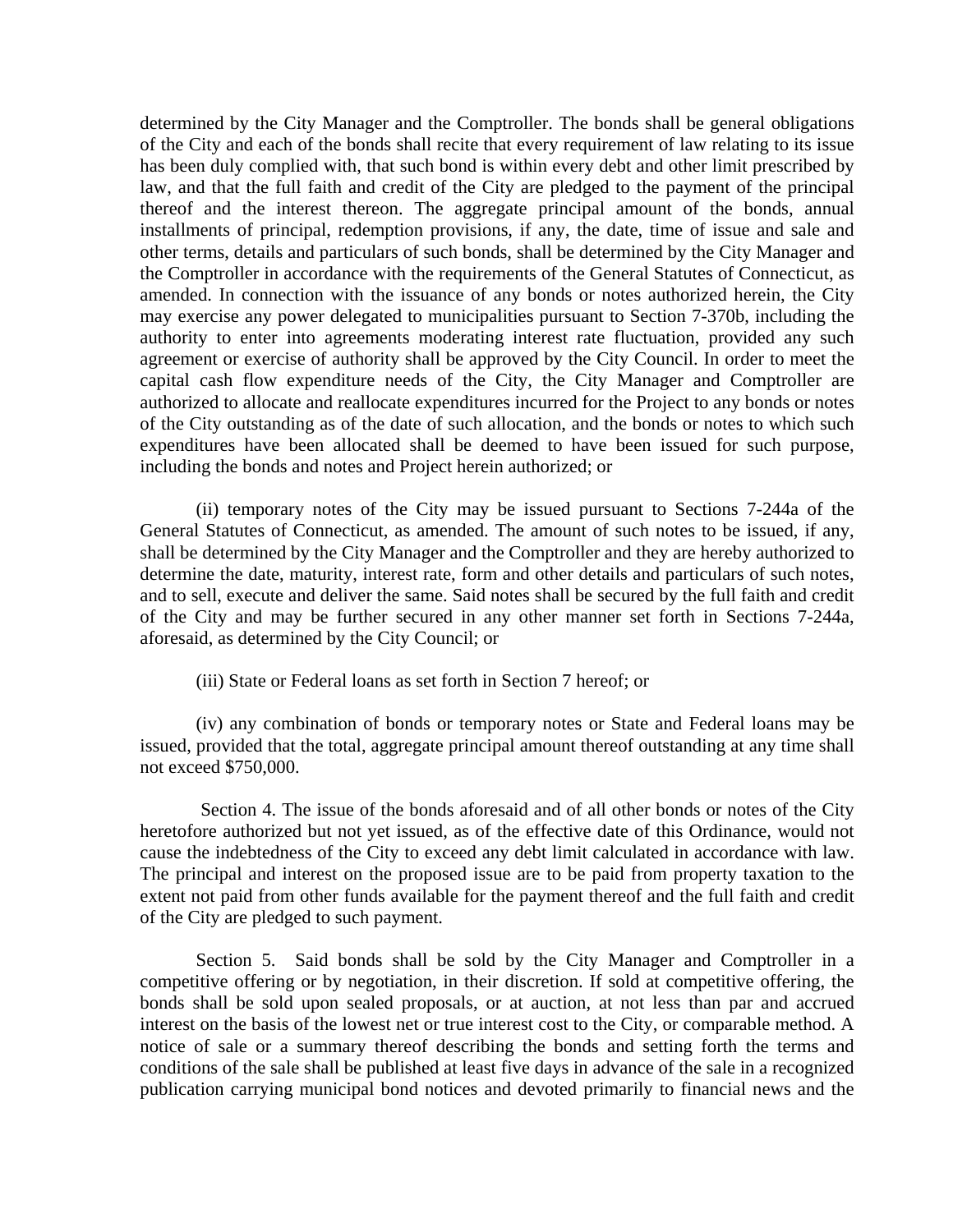determined by the City Manager and the Comptroller. The bonds shall be general obligations of the City and each of the bonds shall recite that every requirement of law relating to its issue has been duly complied with, that such bond is within every debt and other limit prescribed by law, and that the full faith and credit of the City are pledged to the payment of the principal thereof and the interest thereon. The aggregate principal amount of the bonds, annual installments of principal, redemption provisions, if any, the date, time of issue and sale and other terms, details and particulars of such bonds, shall be determined by the City Manager and the Comptroller in accordance with the requirements of the General Statutes of Connecticut, as amended. In connection with the issuance of any bonds or notes authorized herein, the City may exercise any power delegated to municipalities pursuant to Section 7-370b, including the authority to enter into agreements moderating interest rate fluctuation, provided any such agreement or exercise of authority shall be approved by the City Council. In order to meet the capital cash flow expenditure needs of the City, the City Manager and Comptroller are authorized to allocate and reallocate expenditures incurred for the Project to any bonds or notes of the City outstanding as of the date of such allocation, and the bonds or notes to which such expenditures have been allocated shall be deemed to have been issued for such purpose, including the bonds and notes and Project herein authorized; or

(ii) temporary notes of the City may be issued pursuant to Sections 7-244a of the General Statutes of Connecticut, as amended. The amount of such notes to be issued, if any, shall be determined by the City Manager and the Comptroller and they are hereby authorized to determine the date, maturity, interest rate, form and other details and particulars of such notes, and to sell, execute and deliver the same. Said notes shall be secured by the full faith and credit of the City and may be further secured in any other manner set forth in Sections 7-244a, aforesaid, as determined by the City Council; or

(iii) State or Federal loans as set forth in Section 7 hereof; or

(iv) any combination of bonds or temporary notes or State and Federal loans may be issued, provided that the total, aggregate principal amount thereof outstanding at any time shall not exceed $750,000.

Section 4. The issue of the bonds aforesaid and of all other bonds or notes of the City heretofore authorized but not yet issued, as of the effective date of this Ordinance, would not cause the indebtedness of the City to exceed any debt limit calculated in accordance with law. The principal and interest on the proposed issue are to be paid from property taxation to the extent not paid from other funds available for the payment thereof and the full faith and credit of the City are pledged to such payment.

Section 5. Said bonds shall be sold by the City Manager and Comptroller in a competitive offering or by negotiation, in their discretion. If sold at competitive offering, the bonds shall be sold upon sealed proposals, or at auction, at not less than par and accrued interest on the basis of the lowest net or true interest cost to the City, or comparable method. A notice of sale or a summary thereof describing the bonds and setting forth the terms and conditions of the sale shall be published at least five days in advance of the sale in a recognized publication carrying municipal bond notices and devoted primarily to financial news and the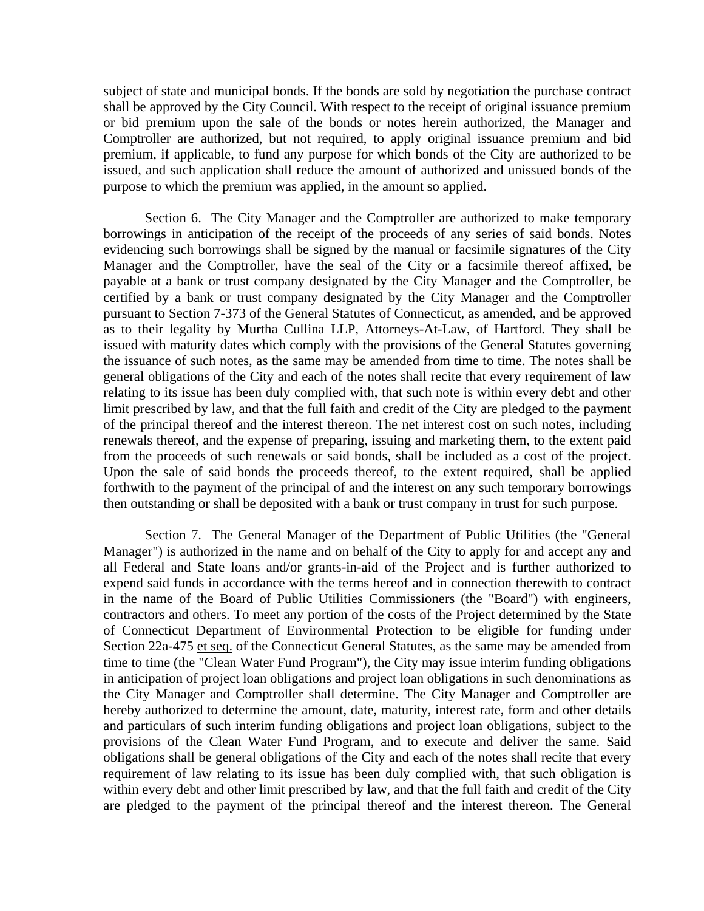subject of state and municipal bonds. If the bonds are sold by negotiation the purchase contract shall be approved by the City Council. With respect to the receipt of original issuance premium or bid premium upon the sale of the bonds or notes herein authorized, the Manager and Comptroller are authorized, but not required, to apply original issuance premium and bid premium, if applicable, to fund any purpose for which bonds of the City are authorized to be issued, and such application shall reduce the amount of authorized and unissued bonds of the purpose to which the premium was applied, in the amount so applied.

Section 6. The City Manager and the Comptroller are authorized to make temporary borrowings in anticipation of the receipt of the proceeds of any series of said bonds. Notes evidencing such borrowings shall be signed by the manual or facsimile signatures of the City Manager and the Comptroller, have the seal of the City or a facsimile thereof affixed, be payable at a bank or trust company designated by the City Manager and the Comptroller, be certified by a bank or trust company designated by the City Manager and the Comptroller pursuant to Section 7-373 of the General Statutes of Connecticut, as amended, and be approved as to their legality by Murtha Cullina LLP, Attorneys-At-Law, of Hartford. They shall be issued with maturity dates which comply with the provisions of the General Statutes governing the issuance of such notes, as the same may be amended from time to time. The notes shall be general obligations of the City and each of the notes shall recite that every requirement of law relating to its issue has been duly complied with, that such note is within every debt and other limit prescribed by law, and that the full faith and credit of the City are pledged to the payment of the principal thereof and the interest thereon. The net interest cost on such notes, including renewals thereof, and the expense of preparing, issuing and marketing them, to the extent paid from the proceeds of such renewals or said bonds, shall be included as a cost of the project. Upon the sale of said bonds the proceeds thereof, to the extent required, shall be applied forthwith to the payment of the principal of and the interest on any such temporary borrowings then outstanding or shall be deposited with a bank or trust company in trust for such purpose.

Section 7. The General Manager of the Department of Public Utilities (the "General Manager") is authorized in the name and on behalf of the City to apply for and accept any and all Federal and State loans and/or grants-in-aid of the Project and is further authorized to expend said funds in accordance with the terms hereof and in connection therewith to contract in the name of the Board of Public Utilities Commissioners (the "Board") with engineers, contractors and others. To meet any portion of the costs of the Project determined by the State of Connecticut Department of Environmental Protection to be eligible for funding under Section 22a-475 et seq. of the Connecticut General Statutes, as the same may be amended from time to time (the "Clean Water Fund Program"), the City may issue interim funding obligations in anticipation of project loan obligations and project loan obligations in such denominations as the City Manager and Comptroller shall determine. The City Manager and Comptroller are hereby authorized to determine the amount, date, maturity, interest rate, form and other details and particulars of such interim funding obligations and project loan obligations, subject to the provisions of the Clean Water Fund Program, and to execute and deliver the same. Said obligations shall be general obligations of the City and each of the notes shall recite that every requirement of law relating to its issue has been duly complied with, that such obligation is within every debt and other limit prescribed by law, and that the full faith and credit of the City are pledged to the payment of the principal thereof and the interest thereon. The General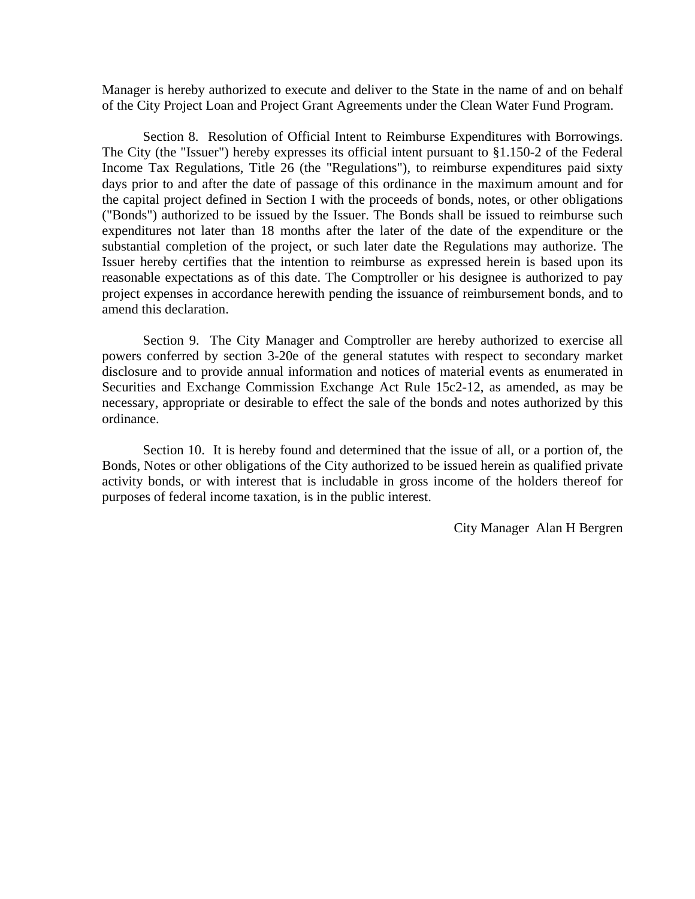Manager is hereby authorized to execute and deliver to the State in the name of and on behalf of the City Project Loan and Project Grant Agreements under the Clean Water Fund Program.

Section 8. Resolution of Official Intent to Reimburse Expenditures with Borrowings. The City (the "Issuer") hereby expresses its official intent pursuant to §1.150-2 of the Federal Income Tax Regulations, Title 26 (the "Regulations"), to reimburse expenditures paid sixty days prior to and after the date of passage of this ordinance in the maximum amount and for the capital project defined in Section I with the proceeds of bonds, notes, or other obligations ("Bonds") authorized to be issued by the Issuer. The Bonds shall be issued to reimburse such expenditures not later than 18 months after the later of the date of the expenditure or the substantial completion of the project, or such later date the Regulations may authorize. The Issuer hereby certifies that the intention to reimburse as expressed herein is based upon its reasonable expectations as of this date. The Comptroller or his designee is authorized to pay project expenses in accordance herewith pending the issuance of reimbursement bonds, and to amend this declaration.

Section 9. The City Manager and Comptroller are hereby authorized to exercise all powers conferred by section 3-20e of the general statutes with respect to secondary market disclosure and to provide annual information and notices of material events as enumerated in Securities and Exchange Commission Exchange Act Rule 15c2-12, as amended, as may be necessary, appropriate or desirable to effect the sale of the bonds and notes authorized by this ordinance.

Section 10. It is hereby found and determined that the issue of all, or a portion of, the Bonds, Notes or other obligations of the City authorized to be issued herein as qualified private activity bonds, or with interest that is includable in gross income of the holders thereof for purposes of federal income taxation, is in the public interest.

City Manager Alan H Bergren